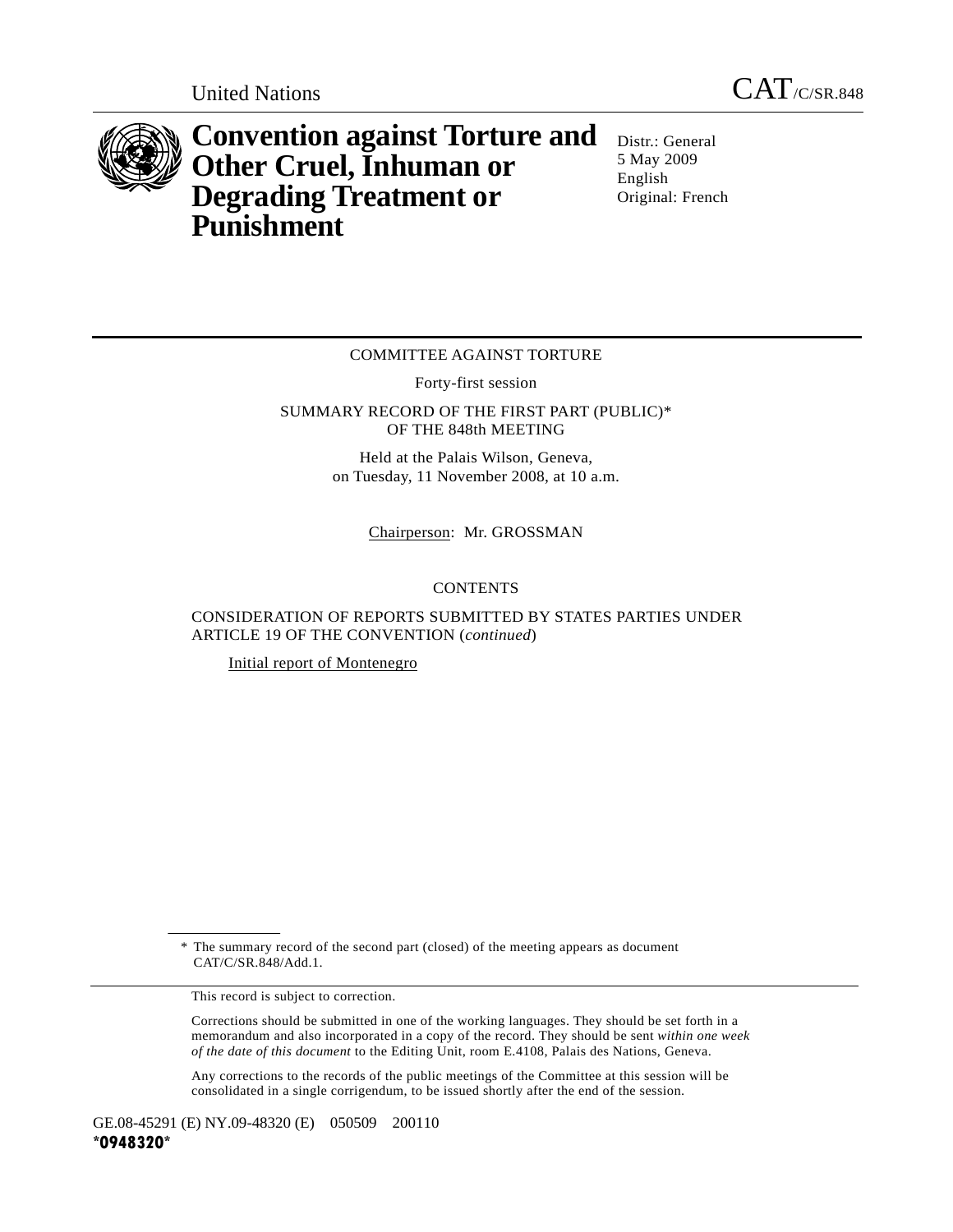United Nations

CAT/C/SR.848

# Convention against Torture and Other Cruel, Inhuman or Degrading Treatment or Punishment

Distr.: General
5 May 2009
English
Original: French

COMMITTEE AGAINST TORTURE

Forty-first session

SUMMARY RECORD OF THE FIRST PART (PUBLIC)* OF THE 848th MEETING

Held at the Palais Wilson, Geneva,
on Tuesday, 11 November 2008, at 10 a.m.

Chairperson: Mr. GROSSMAN

CONTENTS

CONSIDERATION OF REPORTS SUBMITTED BY STATES PARTIES UNDER ARTICLE 19 OF THE CONVENTION (*continued*)

Initial report of Montenegro

---

\* The summary record of the second part (closed) of the meeting appears as document CAT/C/SR.848/Add.1.

This record is subject to correction.

Corrections should be submitted in one of the working languages. They should be set forth in a memorandum and also incorporated in a copy of the record. They should be sent *within one week of the date of this document* to the Editing Unit, room E.4108, Palais des Nations, Geneva.

Any corrections to the records of the public meetings of the Committee at this session will be consolidated in a single corrigendum, to be issued shortly after the end of the session.

GE.08-45291 (E) NY.09-48320 (E) 050509 200110
**\*0948320\***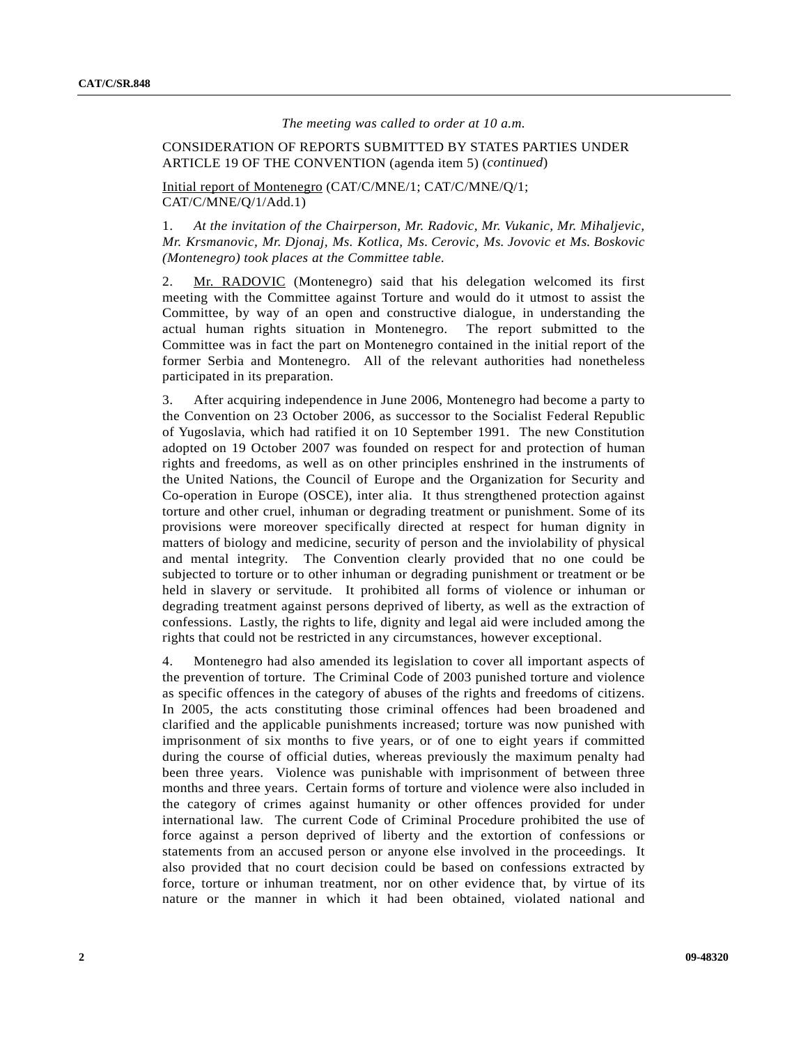*The meeting was called to order at 10 a.m.*

CONSIDERATION OF REPORTS SUBMITTED BY STATES PARTIES UNDER ARTICLE 19 OF THE CONVENTION (agenda item 5) (*continued*)

Initial report of Montenegro (CAT/C/MNE/1; CAT/C/MNE/Q/1; CAT/C/MNE/Q/1/Add.1)

1. *At the invitation of the Chairperson, Mr. Radovic, Mr. Vukanic, Mr. Mihaljevic, Mr. Krsmanovic, Mr. Djonaj, Ms. Kotlica, Ms. Cerovic, Ms. Jovovic et Ms. Boskovic (Montenegro) took places at the Committee table.*

2. Mr. RADOVIC (Montenegro) said that his delegation welcomed its first meeting with the Committee against Torture and would do it utmost to assist the Committee, by way of an open and constructive dialogue, in understanding the actual human rights situation in Montenegro. The report submitted to the Committee was in fact the part on Montenegro contained in the initial report of the former Serbia and Montenegro. All of the relevant authorities had nonetheless participated in its preparation.

3. After acquiring independence in June 2006, Montenegro had become a party to the Convention on 23 October 2006, as successor to the Socialist Federal Republic of Yugoslavia, which had ratified it on 10 September 1991. The new Constitution adopted on 19 October 2007 was founded on respect for and protection of human rights and freedoms, as well as on other principles enshrined in the instruments of the United Nations, the Council of Europe and the Organization for Security and Co-operation in Europe (OSCE), inter alia. It thus strengthened protection against torture and other cruel, inhuman or degrading treatment or punishment. Some of its provisions were moreover specifically directed at respect for human dignity in matters of biology and medicine, security of person and the inviolability of physical and mental integrity. The Convention clearly provided that no one could be subjected to torture or to other inhuman or degrading punishment or treatment or be held in slavery or servitude. It prohibited all forms of violence or inhuman or degrading treatment against persons deprived of liberty, as well as the extraction of confessions. Lastly, the rights to life, dignity and legal aid were included among the rights that could not be restricted in any circumstances, however exceptional.

4. Montenegro had also amended its legislation to cover all important aspects of the prevention of torture. The Criminal Code of 2003 punished torture and violence as specific offences in the category of abuses of the rights and freedoms of citizens. In 2005, the acts constituting those criminal offences had been broadened and clarified and the applicable punishments increased; torture was now punished with imprisonment of six months to five years, or of one to eight years if committed during the course of official duties, whereas previously the maximum penalty had been three years. Violence was punishable with imprisonment of between three months and three years. Certain forms of torture and violence were also included in the category of crimes against humanity or other offences provided for under international law. The current Code of Criminal Procedure prohibited the use of force against a person deprived of liberty and the extortion of confessions or statements from an accused person or anyone else involved in the proceedings. It also provided that no court decision could be based on confessions extracted by force, torture or inhuman treatment, nor on other evidence that, by virtue of its nature or the manner in which it had been obtained, violated national and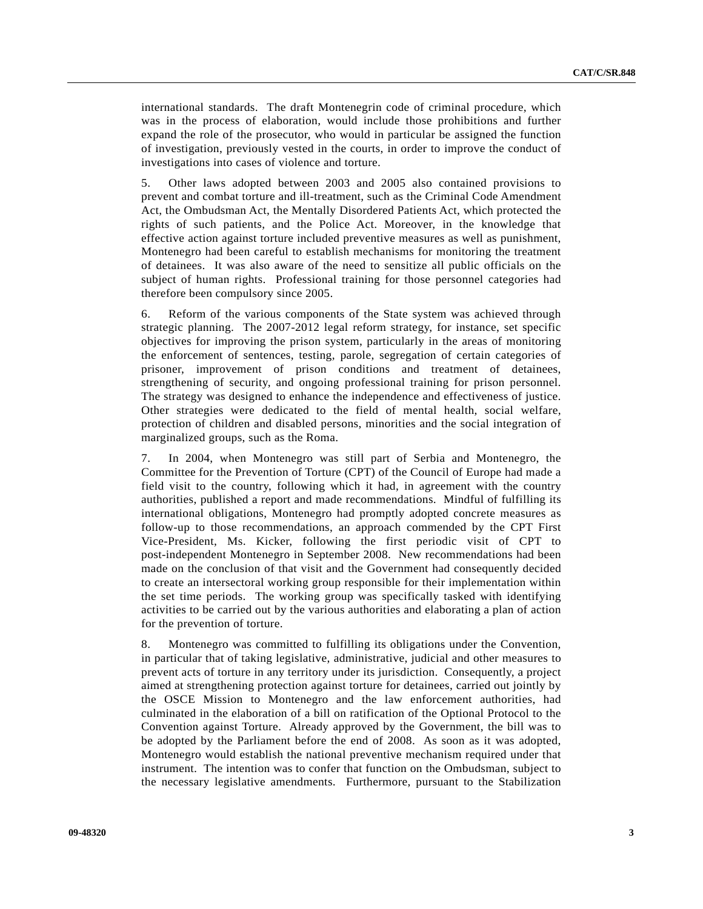international standards. The draft Montenegrin code of criminal procedure, which was in the process of elaboration, would include those prohibitions and further expand the role of the prosecutor, who would in particular be assigned the function of investigation, previously vested in the courts, in order to improve the conduct of investigations into cases of violence and torture.

5. Other laws adopted between 2003 and 2005 also contained provisions to prevent and combat torture and ill-treatment, such as the Criminal Code Amendment Act, the Ombudsman Act, the Mentally Disordered Patients Act, which protected the rights of such patients, and the Police Act. Moreover, in the knowledge that effective action against torture included preventive measures as well as punishment, Montenegro had been careful to establish mechanisms for monitoring the treatment of detainees. It was also aware of the need to sensitize all public officials on the subject of human rights. Professional training for those personnel categories had therefore been compulsory since 2005.

6. Reform of the various components of the State system was achieved through strategic planning. The 2007-2012 legal reform strategy, for instance, set specific objectives for improving the prison system, particularly in the areas of monitoring the enforcement of sentences, testing, parole, segregation of certain categories of prisoner, improvement of prison conditions and treatment of detainees, strengthening of security, and ongoing professional training for prison personnel. The strategy was designed to enhance the independence and effectiveness of justice. Other strategies were dedicated to the field of mental health, social welfare, protection of children and disabled persons, minorities and the social integration of marginalized groups, such as the Roma.

7. In 2004, when Montenegro was still part of Serbia and Montenegro, the Committee for the Prevention of Torture (CPT) of the Council of Europe had made a field visit to the country, following which it had, in agreement with the country authorities, published a report and made recommendations. Mindful of fulfilling its international obligations, Montenegro had promptly adopted concrete measures as follow-up to those recommendations, an approach commended by the CPT First Vice-President, Ms. Kicker, following the first periodic visit of CPT to post-independent Montenegro in September 2008. New recommendations had been made on the conclusion of that visit and the Government had consequently decided to create an intersectoral working group responsible for their implementation within the set time periods. The working group was specifically tasked with identifying activities to be carried out by the various authorities and elaborating a plan of action for the prevention of torture.

8. Montenegro was committed to fulfilling its obligations under the Convention, in particular that of taking legislative, administrative, judicial and other measures to prevent acts of torture in any territory under its jurisdiction. Consequently, a project aimed at strengthening protection against torture for detainees, carried out jointly by the OSCE Mission to Montenegro and the law enforcement authorities, had culminated in the elaboration of a bill on ratification of the Optional Protocol to the Convention against Torture. Already approved by the Government, the bill was to be adopted by the Parliament before the end of 2008. As soon as it was adopted, Montenegro would establish the national preventive mechanism required under that instrument. The intention was to confer that function on the Ombudsman, subject to the necessary legislative amendments. Furthermore, pursuant to the Stabilization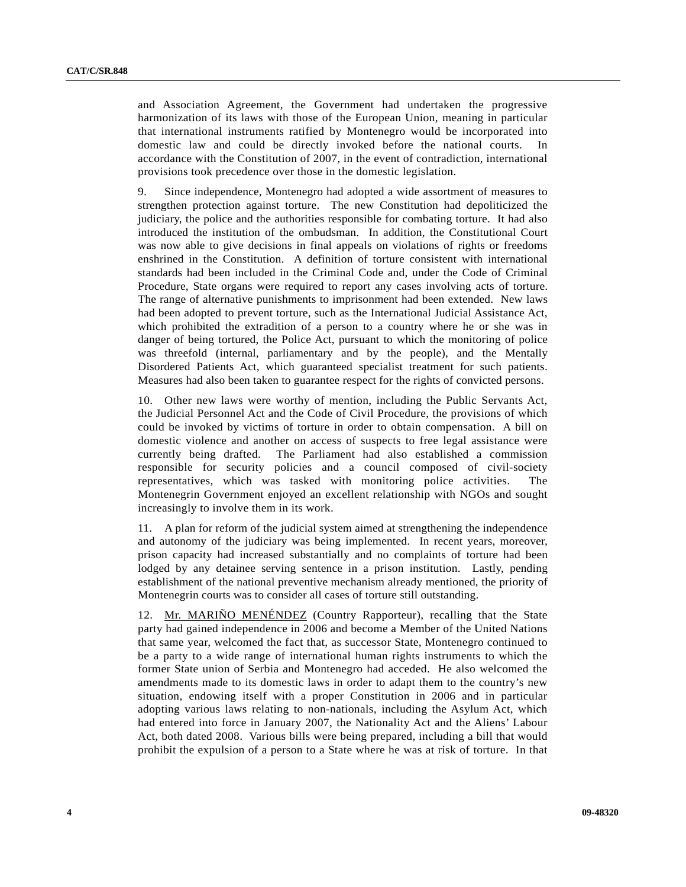and Association Agreement, the Government had undertaken the progressive harmonization of its laws with those of the European Union, meaning in particular that international instruments ratified by Montenegro would be incorporated into domestic law and could be directly invoked before the national courts. In accordance with the Constitution of 2007, in the event of contradiction, international provisions took precedence over those in the domestic legislation.

9. Since independence, Montenegro had adopted a wide assortment of measures to strengthen protection against torture. The new Constitution had depoliticized the judiciary, the police and the authorities responsible for combating torture. It had also introduced the institution of the ombudsman. In addition, the Constitutional Court was now able to give decisions in final appeals on violations of rights or freedoms enshrined in the Constitution. A definition of torture consistent with international standards had been included in the Criminal Code and, under the Code of Criminal Procedure, State organs were required to report any cases involving acts of torture. The range of alternative punishments to imprisonment had been extended. New laws had been adopted to prevent torture, such as the International Judicial Assistance Act, which prohibited the extradition of a person to a country where he or she was in danger of being tortured, the Police Act, pursuant to which the monitoring of police was threefold (internal, parliamentary and by the people), and the Mentally Disordered Patients Act, which guaranteed specialist treatment for such patients. Measures had also been taken to guarantee respect for the rights of convicted persons.

10. Other new laws were worthy of mention, including the Public Servants Act, the Judicial Personnel Act and the Code of Civil Procedure, the provisions of which could be invoked by victims of torture in order to obtain compensation. A bill on domestic violence and another on access of suspects to free legal assistance were currently being drafted. The Parliament had also established a commission responsible for security policies and a council composed of civil-society representatives, which was tasked with monitoring police activities. The Montenegrin Government enjoyed an excellent relationship with NGOs and sought increasingly to involve them in its work.

11. A plan for reform of the judicial system aimed at strengthening the independence and autonomy of the judiciary was being implemented. In recent years, moreover, prison capacity had increased substantially and no complaints of torture had been lodged by any detainee serving sentence in a prison institution. Lastly, pending establishment of the national preventive mechanism already mentioned, the priority of Montenegrin courts was to consider all cases of torture still outstanding.

12. Mr. MARIÑO MENÉNDEZ (Country Rapporteur), recalling that the State party had gained independence in 2006 and become a Member of the United Nations that same year, welcomed the fact that, as successor State, Montenegro continued to be a party to a wide range of international human rights instruments to which the former State union of Serbia and Montenegro had acceded. He also welcomed the amendments made to its domestic laws in order to adapt them to the country's new situation, endowing itself with a proper Constitution in 2006 and in particular adopting various laws relating to non-nationals, including the Asylum Act, which had entered into force in January 2007, the Nationality Act and the Aliens' Labour Act, both dated 2008. Various bills were being prepared, including a bill that would prohibit the expulsion of a person to a State where he was at risk of torture. In that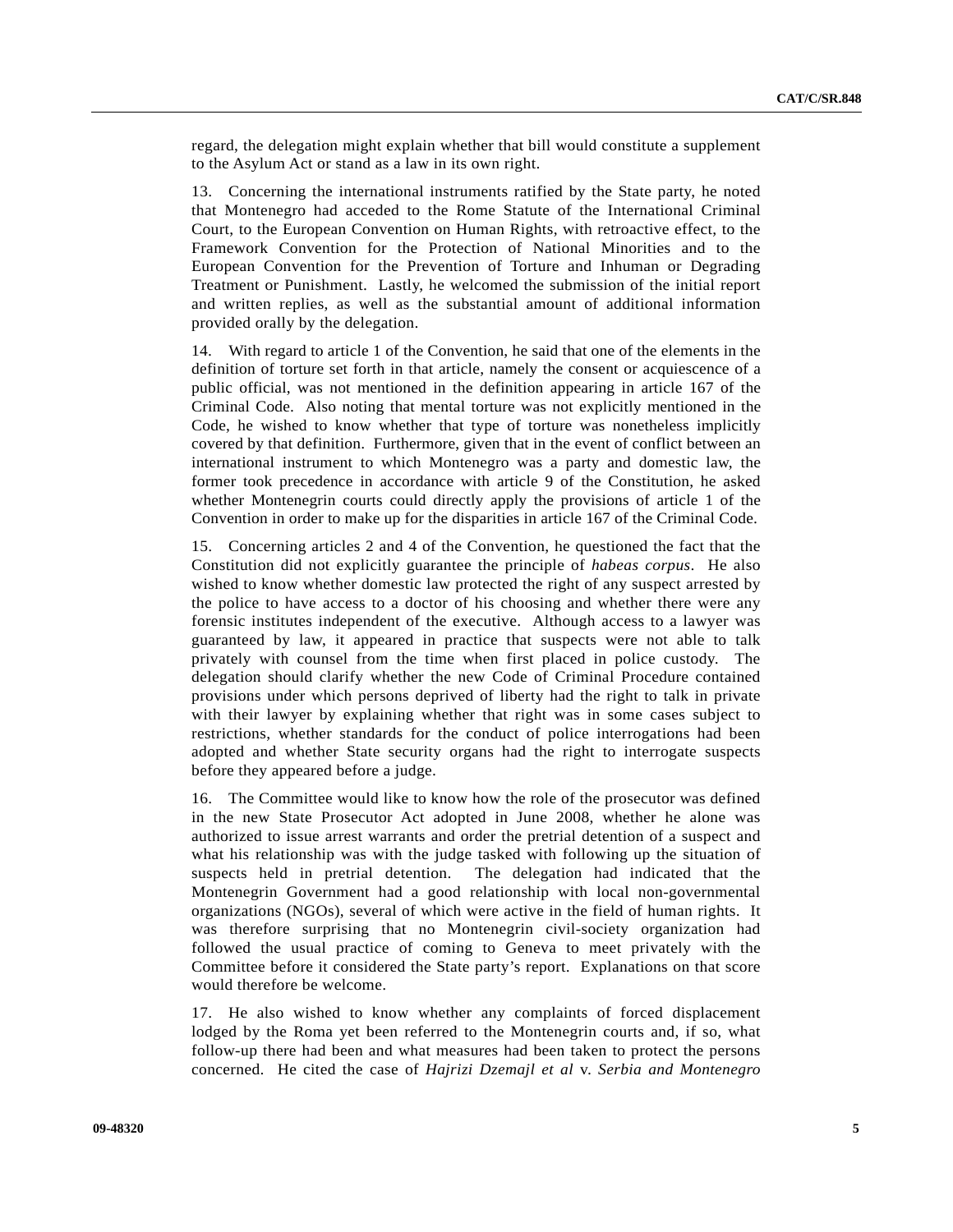regard, the delegation might explain whether that bill would constitute a supplement to the Asylum Act or stand as a law in its own right.

13. Concerning the international instruments ratified by the State party, he noted that Montenegro had acceded to the Rome Statute of the International Criminal Court, to the European Convention on Human Rights, with retroactive effect, to the Framework Convention for the Protection of National Minorities and to the European Convention for the Prevention of Torture and Inhuman or Degrading Treatment or Punishment. Lastly, he welcomed the submission of the initial report and written replies, as well as the substantial amount of additional information provided orally by the delegation.

14. With regard to article 1 of the Convention, he said that one of the elements in the definition of torture set forth in that article, namely the consent or acquiescence of a public official, was not mentioned in the definition appearing in article 167 of the Criminal Code. Also noting that mental torture was not explicitly mentioned in the Code, he wished to know whether that type of torture was nonetheless implicitly covered by that definition. Furthermore, given that in the event of conflict between an international instrument to which Montenegro was a party and domestic law, the former took precedence in accordance with article 9 of the Constitution, he asked whether Montenegrin courts could directly apply the provisions of article 1 of the Convention in order to make up for the disparities in article 167 of the Criminal Code.

15. Concerning articles 2 and 4 of the Convention, he questioned the fact that the Constitution did not explicitly guarantee the principle of *habeas corpus*. He also wished to know whether domestic law protected the right of any suspect arrested by the police to have access to a doctor of his choosing and whether there were any forensic institutes independent of the executive. Although access to a lawyer was guaranteed by law, it appeared in practice that suspects were not able to talk privately with counsel from the time when first placed in police custody. The delegation should clarify whether the new Code of Criminal Procedure contained provisions under which persons deprived of liberty had the right to talk in private with their lawyer by explaining whether that right was in some cases subject to restrictions, whether standards for the conduct of police interrogations had been adopted and whether State security organs had the right to interrogate suspects before they appeared before a judge.

16. The Committee would like to know how the role of the prosecutor was defined in the new State Prosecutor Act adopted in June 2008, whether he alone was authorized to issue arrest warrants and order the pretrial detention of a suspect and what his relationship was with the judge tasked with following up the situation of suspects held in pretrial detention. The delegation had indicated that the Montenegrin Government had a good relationship with local non-governmental organizations (NGOs), several of which were active in the field of human rights. It was therefore surprising that no Montenegrin civil-society organization had followed the usual practice of coming to Geneva to meet privately with the Committee before it considered the State party's report. Explanations on that score would therefore be welcome.

17. He also wished to know whether any complaints of forced displacement lodged by the Roma yet been referred to the Montenegrin courts and, if so, what follow-up there had been and what measures had been taken to protect the persons concerned. He cited the case of *Hajrizi Dzemajl et al* v. *Serbia and Montenegro*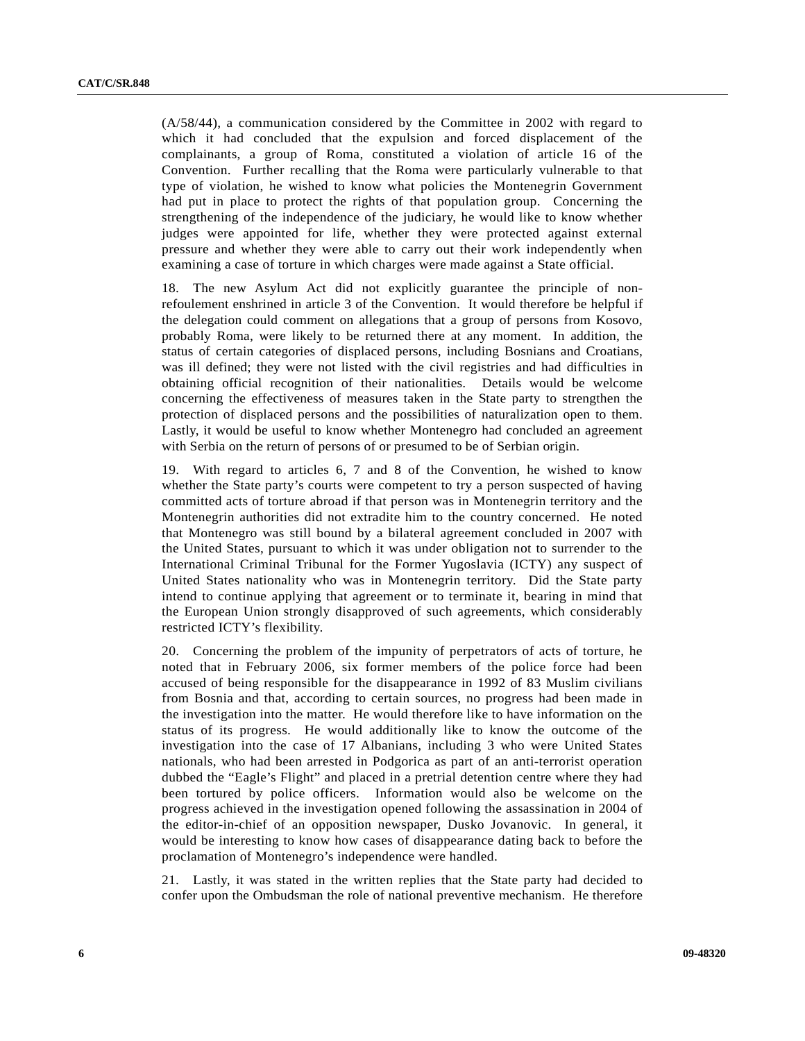(A/58/44), a communication considered by the Committee in 2002 with regard to which it had concluded that the expulsion and forced displacement of the complainants, a group of Roma, constituted a violation of article 16 of the Convention. Further recalling that the Roma were particularly vulnerable to that type of violation, he wished to know what policies the Montenegrin Government had put in place to protect the rights of that population group. Concerning the strengthening of the independence of the judiciary, he would like to know whether judges were appointed for life, whether they were protected against external pressure and whether they were able to carry out their work independently when examining a case of torture in which charges were made against a State official.

18. The new Asylum Act did not explicitly guarantee the principle of non-refoulement enshrined in article 3 of the Convention. It would therefore be helpful if the delegation could comment on allegations that a group of persons from Kosovo, probably Roma, were likely to be returned there at any moment. In addition, the status of certain categories of displaced persons, including Bosnians and Croatians, was ill defined; they were not listed with the civil registries and had difficulties in obtaining official recognition of their nationalities. Details would be welcome concerning the effectiveness of measures taken in the State party to strengthen the protection of displaced persons and the possibilities of naturalization open to them. Lastly, it would be useful to know whether Montenegro had concluded an agreement with Serbia on the return of persons of or presumed to be of Serbian origin.

19. With regard to articles 6, 7 and 8 of the Convention, he wished to know whether the State party's courts were competent to try a person suspected of having committed acts of torture abroad if that person was in Montenegrin territory and the Montenegrin authorities did not extradite him to the country concerned. He noted that Montenegro was still bound by a bilateral agreement concluded in 2007 with the United States, pursuant to which it was under obligation not to surrender to the International Criminal Tribunal for the Former Yugoslavia (ICTY) any suspect of United States nationality who was in Montenegrin territory. Did the State party intend to continue applying that agreement or to terminate it, bearing in mind that the European Union strongly disapproved of such agreements, which considerably restricted ICTY's flexibility.

20. Concerning the problem of the impunity of perpetrators of acts of torture, he noted that in February 2006, six former members of the police force had been accused of being responsible for the disappearance in 1992 of 83 Muslim civilians from Bosnia and that, according to certain sources, no progress had been made in the investigation into the matter. He would therefore like to have information on the status of its progress. He would additionally like to know the outcome of the investigation into the case of 17 Albanians, including 3 who were United States nationals, who had been arrested in Podgorica as part of an anti-terrorist operation dubbed the "Eagle's Flight" and placed in a pretrial detention centre where they had been tortured by police officers. Information would also be welcome on the progress achieved in the investigation opened following the assassination in 2004 of the editor-in-chief of an opposition newspaper, Dusko Jovanovic. In general, it would be interesting to know how cases of disappearance dating back to before the proclamation of Montenegro's independence were handled.

21. Lastly, it was stated in the written replies that the State party had decided to confer upon the Ombudsman the role of national preventive mechanism. He therefore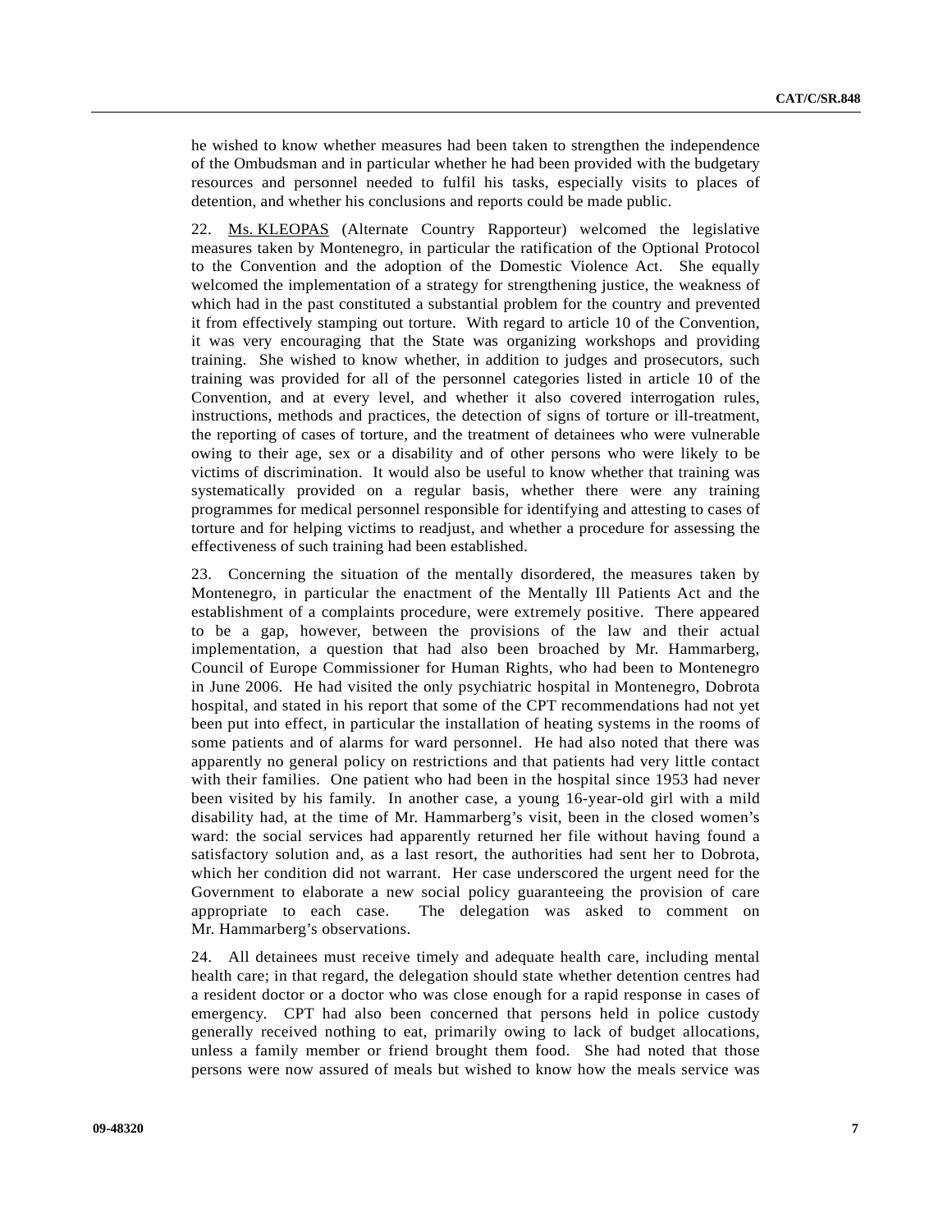he wished to know whether measures had been taken to strengthen the independence of the Ombudsman and in particular whether he had been provided with the budgetary resources and personnel needed to fulfil his tasks, especially visits to places of detention, and whether his conclusions and reports could be made public.

22. Ms. KLEOPAS (Alternate Country Rapporteur) welcomed the legislative measures taken by Montenegro, in particular the ratification of the Optional Protocol to the Convention and the adoption of the Domestic Violence Act. She equally welcomed the implementation of a strategy for strengthening justice, the weakness of which had in the past constituted a substantial problem for the country and prevented it from effectively stamping out torture. With regard to article 10 of the Convention, it was very encouraging that the State was organizing workshops and providing training. She wished to know whether, in addition to judges and prosecutors, such training was provided for all of the personnel categories listed in article 10 of the Convention, and at every level, and whether it also covered interrogation rules, instructions, methods and practices, the detection of signs of torture or ill-treatment, the reporting of cases of torture, and the treatment of detainees who were vulnerable owing to their age, sex or a disability and of other persons who were likely to be victims of discrimination. It would also be useful to know whether that training was systematically provided on a regular basis, whether there were any training programmes for medical personnel responsible for identifying and attesting to cases of torture and for helping victims to readjust, and whether a procedure for assessing the effectiveness of such training had been established.

23. Concerning the situation of the mentally disordered, the measures taken by Montenegro, in particular the enactment of the Mentally Ill Patients Act and the establishment of a complaints procedure, were extremely positive. There appeared to be a gap, however, between the provisions of the law and their actual implementation, a question that had also been broached by Mr. Hammarberg, Council of Europe Commissioner for Human Rights, who had been to Montenegro in June 2006. He had visited the only psychiatric hospital in Montenegro, Dobrota hospital, and stated in his report that some of the CPT recommendations had not yet been put into effect, in particular the installation of heating systems in the rooms of some patients and of alarms for ward personnel. He had also noted that there was apparently no general policy on restrictions and that patients had very little contact with their families. One patient who had been in the hospital since 1953 had never been visited by his family. In another case, a young 16-year-old girl with a mild disability had, at the time of Mr. Hammarberg's visit, been in the closed women's ward: the social services had apparently returned her file without having found a satisfactory solution and, as a last resort, the authorities had sent her to Dobrota, which her condition did not warrant. Her case underscored the urgent need for the Government to elaborate a new social policy guaranteeing the provision of care appropriate to each case. The delegation was asked to comment on Mr. Hammarberg's observations.

24. All detainees must receive timely and adequate health care, including mental health care; in that regard, the delegation should state whether detention centres had a resident doctor or a doctor who was close enough for a rapid response in cases of emergency. CPT had also been concerned that persons held in police custody generally received nothing to eat, primarily owing to lack of budget allocations, unless a family member or friend brought them food. She had noted that those persons were now assured of meals but wished to know how the meals service was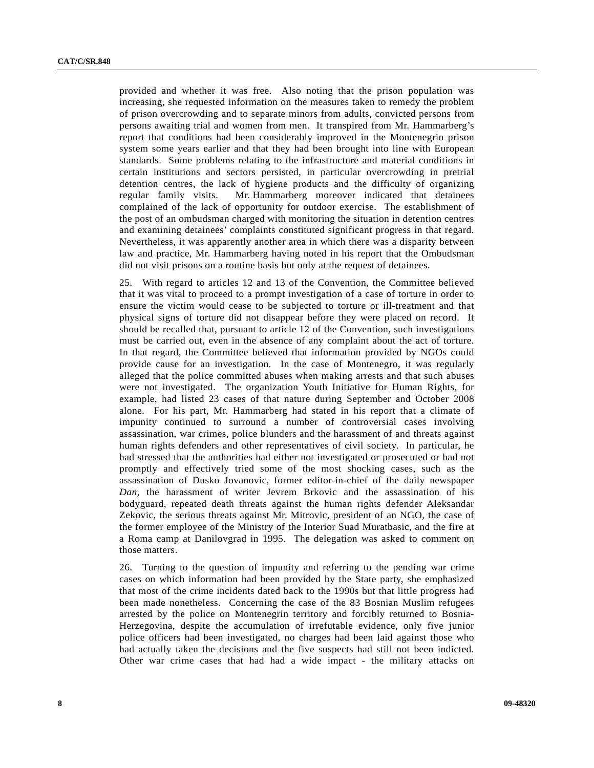provided and whether it was free. Also noting that the prison population was increasing, she requested information on the measures taken to remedy the problem of prison overcrowding and to separate minors from adults, convicted persons from persons awaiting trial and women from men. It transpired from Mr. Hammarberg's report that conditions had been considerably improved in the Montenegrin prison system some years earlier and that they had been brought into line with European standards. Some problems relating to the infrastructure and material conditions in certain institutions and sectors persisted, in particular overcrowding in pretrial detention centres, the lack of hygiene products and the difficulty of organizing regular family visits. Mr. Hammarberg moreover indicated that detainees complained of the lack of opportunity for outdoor exercise. The establishment of the post of an ombudsman charged with monitoring the situation in detention centres and examining detainees' complaints constituted significant progress in that regard. Nevertheless, it was apparently another area in which there was a disparity between law and practice, Mr. Hammarberg having noted in his report that the Ombudsman did not visit prisons on a routine basis but only at the request of detainees.

25. With regard to articles 12 and 13 of the Convention, the Committee believed that it was vital to proceed to a prompt investigation of a case of torture in order to ensure the victim would cease to be subjected to torture or ill-treatment and that physical signs of torture did not disappear before they were placed on record. It should be recalled that, pursuant to article 12 of the Convention, such investigations must be carried out, even in the absence of any complaint about the act of torture. In that regard, the Committee believed that information provided by NGOs could provide cause for an investigation. In the case of Montenegro, it was regularly alleged that the police committed abuses when making arrests and that such abuses were not investigated. The organization Youth Initiative for Human Rights, for example, had listed 23 cases of that nature during September and October 2008 alone. For his part, Mr. Hammarberg had stated in his report that a climate of impunity continued to surround a number of controversial cases involving assassination, war crimes, police blunders and the harassment of and threats against human rights defenders and other representatives of civil society. In particular, he had stressed that the authorities had either not investigated or prosecuted or had not promptly and effectively tried some of the most shocking cases, such as the assassination of Dusko Jovanovic, former editor-in-chief of the daily newspaper *Dan*, the harassment of writer Jevrem Brkovic and the assassination of his bodyguard, repeated death threats against the human rights defender Aleksandar Zekovic, the serious threats against Mr. Mitrovic, president of an NGO, the case of the former employee of the Ministry of the Interior Suad Muratbasic, and the fire at a Roma camp at Danilovgrad in 1995. The delegation was asked to comment on those matters.

26. Turning to the question of impunity and referring to the pending war crime cases on which information had been provided by the State party, she emphasized that most of the crime incidents dated back to the 1990s but that little progress had been made nonetheless. Concerning the case of the 83 Bosnian Muslim refugees arrested by the police on Montenegrin territory and forcibly returned to Bosnia-Herzegovina, despite the accumulation of irrefutable evidence, only five junior police officers had been investigated, no charges had been laid against those who had actually taken the decisions and the five suspects had still not been indicted. Other war crime cases that had had a wide impact - the military attacks on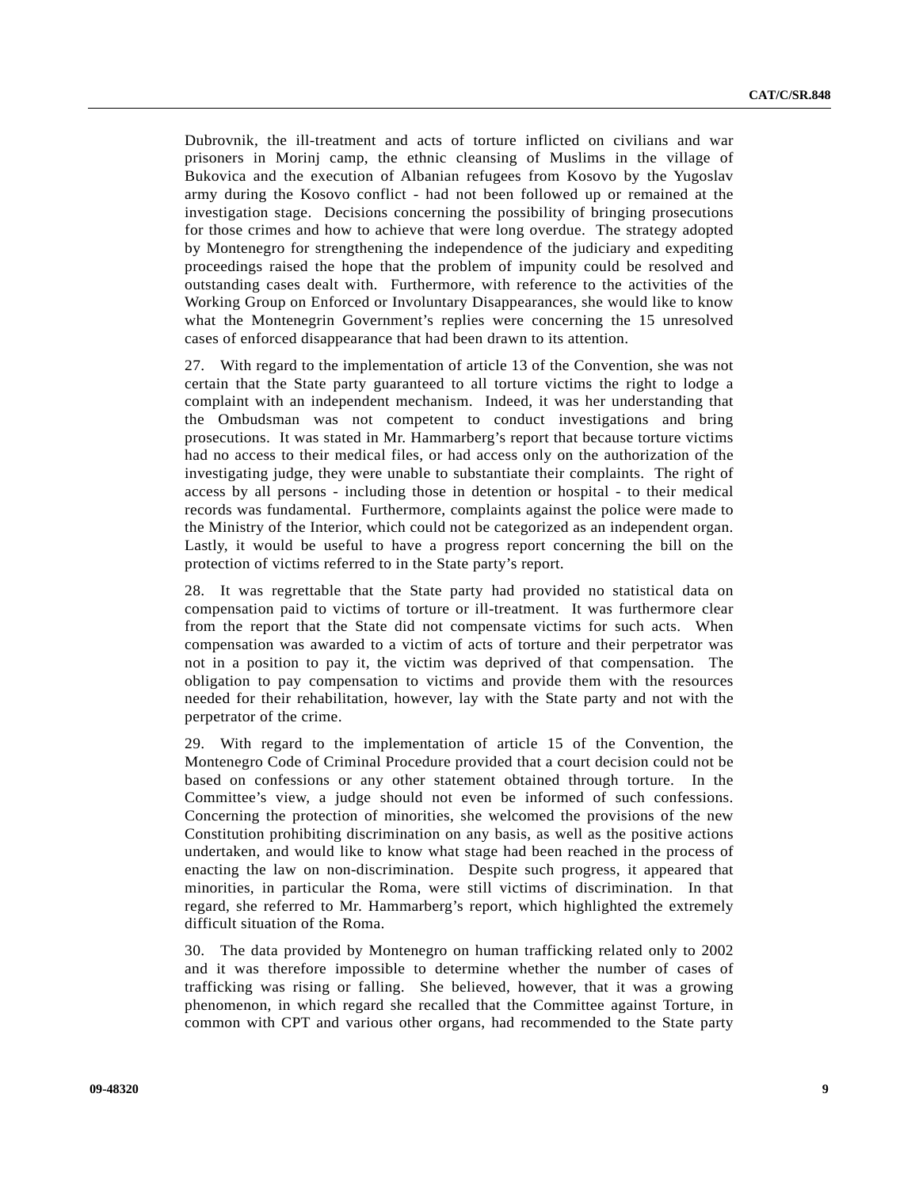Dubrovnik, the ill-treatment and acts of torture inflicted on civilians and war prisoners in Morinj camp, the ethnic cleansing of Muslims in the village of Bukovica and the execution of Albanian refugees from Kosovo by the Yugoslav army during the Kosovo conflict - had not been followed up or remained at the investigation stage. Decisions concerning the possibility of bringing prosecutions for those crimes and how to achieve that were long overdue. The strategy adopted by Montenegro for strengthening the independence of the judiciary and expediting proceedings raised the hope that the problem of impunity could be resolved and outstanding cases dealt with. Furthermore, with reference to the activities of the Working Group on Enforced or Involuntary Disappearances, she would like to know what the Montenegrin Government's replies were concerning the 15 unresolved cases of enforced disappearance that had been drawn to its attention.

27. With regard to the implementation of article 13 of the Convention, she was not certain that the State party guaranteed to all torture victims the right to lodge a complaint with an independent mechanism. Indeed, it was her understanding that the Ombudsman was not competent to conduct investigations and bring prosecutions. It was stated in Mr. Hammarberg's report that because torture victims had no access to their medical files, or had access only on the authorization of the investigating judge, they were unable to substantiate their complaints. The right of access by all persons - including those in detention or hospital - to their medical records was fundamental. Furthermore, complaints against the police were made to the Ministry of the Interior, which could not be categorized as an independent organ. Lastly, it would be useful to have a progress report concerning the bill on the protection of victims referred to in the State party's report.

28. It was regrettable that the State party had provided no statistical data on compensation paid to victims of torture or ill-treatment. It was furthermore clear from the report that the State did not compensate victims for such acts. When compensation was awarded to a victim of acts of torture and their perpetrator was not in a position to pay it, the victim was deprived of that compensation. The obligation to pay compensation to victims and provide them with the resources needed for their rehabilitation, however, lay with the State party and not with the perpetrator of the crime.

29. With regard to the implementation of article 15 of the Convention, the Montenegro Code of Criminal Procedure provided that a court decision could not be based on confessions or any other statement obtained through torture. In the Committee's view, a judge should not even be informed of such confessions. Concerning the protection of minorities, she welcomed the provisions of the new Constitution prohibiting discrimination on any basis, as well as the positive actions undertaken, and would like to know what stage had been reached in the process of enacting the law on non-discrimination. Despite such progress, it appeared that minorities, in particular the Roma, were still victims of discrimination. In that regard, she referred to Mr. Hammarberg's report, which highlighted the extremely difficult situation of the Roma.

30. The data provided by Montenegro on human trafficking related only to 2002 and it was therefore impossible to determine whether the number of cases of trafficking was rising or falling. She believed, however, that it was a growing phenomenon, in which regard she recalled that the Committee against Torture, in common with CPT and various other organs, had recommended to the State party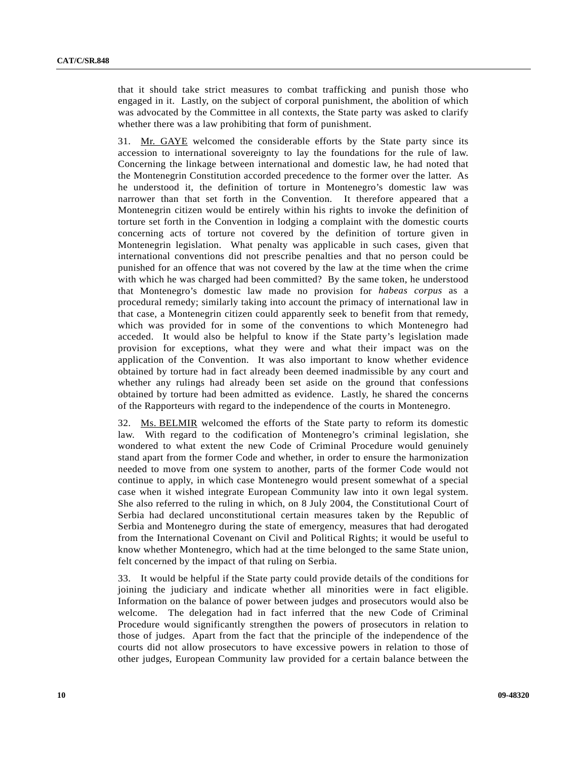that it should take strict measures to combat trafficking and punish those who engaged in it. Lastly, on the subject of corporal punishment, the abolition of which was advocated by the Committee in all contexts, the State party was asked to clarify whether there was a law prohibiting that form of punishment.

31. Mr. GAYE welcomed the considerable efforts by the State party since its accession to international sovereignty to lay the foundations for the rule of law. Concerning the linkage between international and domestic law, he had noted that the Montenegrin Constitution accorded precedence to the former over the latter. As he understood it, the definition of torture in Montenegro's domestic law was narrower than that set forth in the Convention. It therefore appeared that a Montenegrin citizen would be entirely within his rights to invoke the definition of torture set forth in the Convention in lodging a complaint with the domestic courts concerning acts of torture not covered by the definition of torture given in Montenegrin legislation. What penalty was applicable in such cases, given that international conventions did not prescribe penalties and that no person could be punished for an offence that was not covered by the law at the time when the crime with which he was charged had been committed? By the same token, he understood that Montenegro's domestic law made no provision for *habeas corpus* as a procedural remedy; similarly taking into account the primacy of international law in that case, a Montenegrin citizen could apparently seek to benefit from that remedy, which was provided for in some of the conventions to which Montenegro had acceded. It would also be helpful to know if the State party's legislation made provision for exceptions, what they were and what their impact was on the application of the Convention. It was also important to know whether evidence obtained by torture had in fact already been deemed inadmissible by any court and whether any rulings had already been set aside on the ground that confessions obtained by torture had been admitted as evidence. Lastly, he shared the concerns of the Rapporteurs with regard to the independence of the courts in Montenegro.

32. Ms. BELMIR welcomed the efforts of the State party to reform its domestic law. With regard to the codification of Montenegro's criminal legislation, she wondered to what extent the new Code of Criminal Procedure would genuinely stand apart from the former Code and whether, in order to ensure the harmonization needed to move from one system to another, parts of the former Code would not continue to apply, in which case Montenegro would present somewhat of a special case when it wished integrate European Community law into it own legal system. She also referred to the ruling in which, on 8 July 2004, the Constitutional Court of Serbia had declared unconstitutional certain measures taken by the Republic of Serbia and Montenegro during the state of emergency, measures that had derogated from the International Covenant on Civil and Political Rights; it would be useful to know whether Montenegro, which had at the time belonged to the same State union, felt concerned by the impact of that ruling on Serbia.

33. It would be helpful if the State party could provide details of the conditions for joining the judiciary and indicate whether all minorities were in fact eligible. Information on the balance of power between judges and prosecutors would also be welcome. The delegation had in fact inferred that the new Code of Criminal Procedure would significantly strengthen the powers of prosecutors in relation to those of judges. Apart from the fact that the principle of the independence of the courts did not allow prosecutors to have excessive powers in relation to those of other judges, European Community law provided for a certain balance between the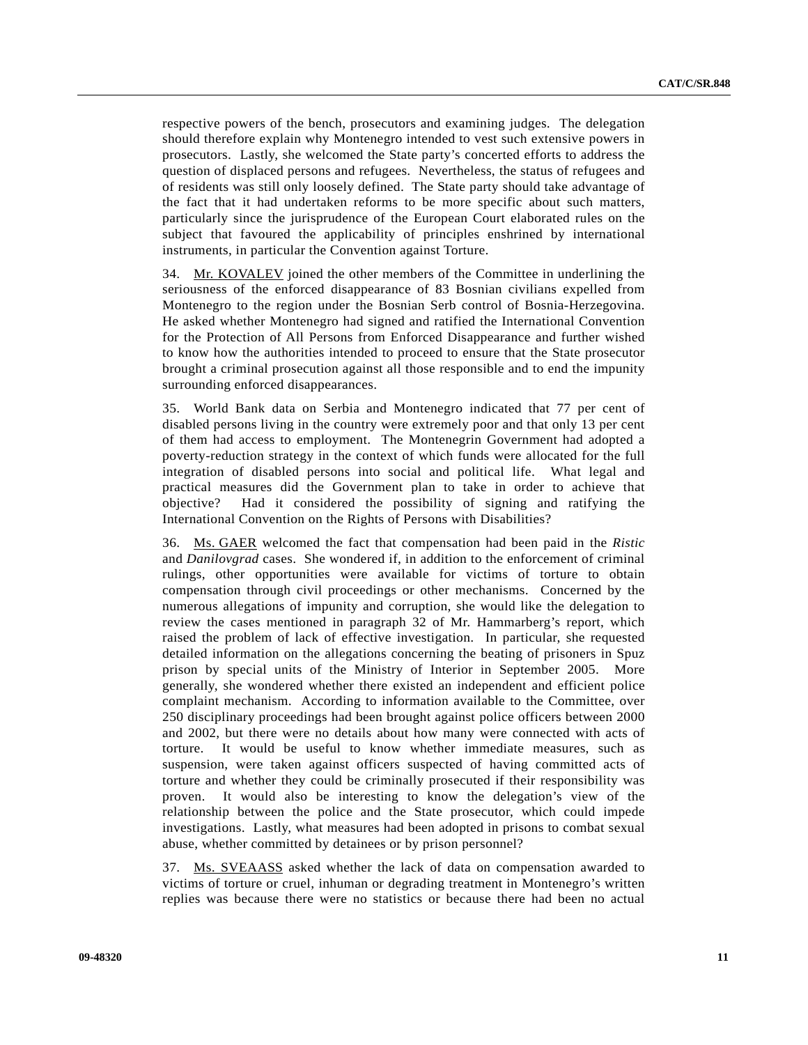respective powers of the bench, prosecutors and examining judges. The delegation should therefore explain why Montenegro intended to vest such extensive powers in prosecutors. Lastly, she welcomed the State party's concerted efforts to address the question of displaced persons and refugees. Nevertheless, the status of refugees and of residents was still only loosely defined. The State party should take advantage of the fact that it had undertaken reforms to be more specific about such matters, particularly since the jurisprudence of the European Court elaborated rules on the subject that favoured the applicability of principles enshrined by international instruments, in particular the Convention against Torture.

34. Mr. KOVALEV joined the other members of the Committee in underlining the seriousness of the enforced disappearance of 83 Bosnian civilians expelled from Montenegro to the region under the Bosnian Serb control of Bosnia-Herzegovina. He asked whether Montenegro had signed and ratified the International Convention for the Protection of All Persons from Enforced Disappearance and further wished to know how the authorities intended to proceed to ensure that the State prosecutor brought a criminal prosecution against all those responsible and to end the impunity surrounding enforced disappearances.

35. World Bank data on Serbia and Montenegro indicated that 77 per cent of disabled persons living in the country were extremely poor and that only 13 per cent of them had access to employment. The Montenegrin Government had adopted a poverty-reduction strategy in the context of which funds were allocated for the full integration of disabled persons into social and political life. What legal and practical measures did the Government plan to take in order to achieve that objective? Had it considered the possibility of signing and ratifying the International Convention on the Rights of Persons with Disabilities?

36. Ms. GAER welcomed the fact that compensation had been paid in the *Ristic* and *Danilovgrad* cases. She wondered if, in addition to the enforcement of criminal rulings, other opportunities were available for victims of torture to obtain compensation through civil proceedings or other mechanisms. Concerned by the numerous allegations of impunity and corruption, she would like the delegation to review the cases mentioned in paragraph 32 of Mr. Hammarberg's report, which raised the problem of lack of effective investigation. In particular, she requested detailed information on the allegations concerning the beating of prisoners in Spuz prison by special units of the Ministry of Interior in September 2005. More generally, she wondered whether there existed an independent and efficient police complaint mechanism. According to information available to the Committee, over 250 disciplinary proceedings had been brought against police officers between 2000 and 2002, but there were no details about how many were connected with acts of torture. It would be useful to know whether immediate measures, such as suspension, were taken against officers suspected of having committed acts of torture and whether they could be criminally prosecuted if their responsibility was proven. It would also be interesting to know the delegation's view of the relationship between the police and the State prosecutor, which could impede investigations. Lastly, what measures had been adopted in prisons to combat sexual abuse, whether committed by detainees or by prison personnel?

37. Ms. SVEAASS asked whether the lack of data on compensation awarded to victims of torture or cruel, inhuman or degrading treatment in Montenegro's written replies was because there were no statistics or because there had been no actual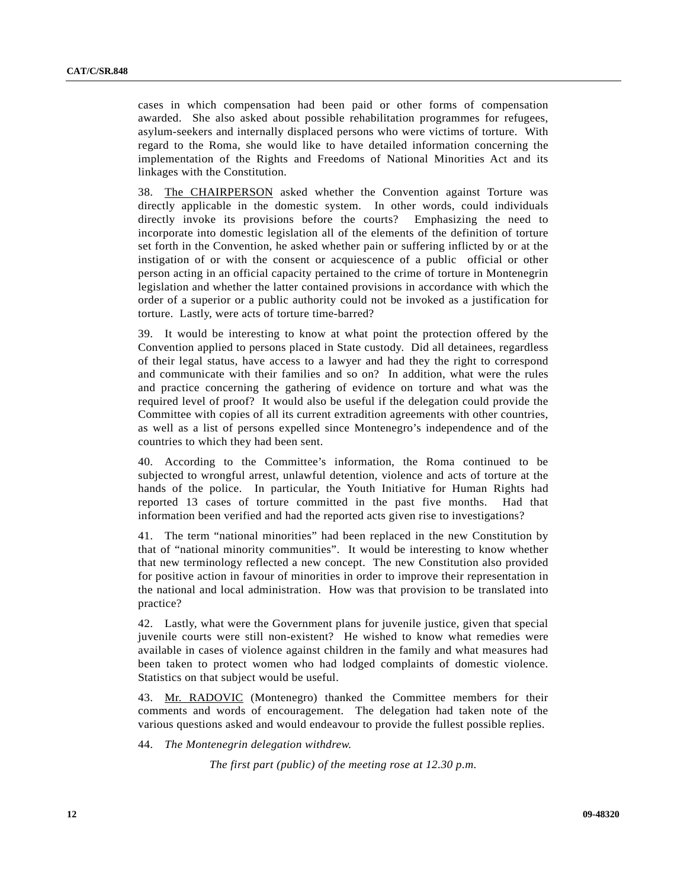cases in which compensation had been paid or other forms of compensation awarded. She also asked about possible rehabilitation programmes for refugees, asylum-seekers and internally displaced persons who were victims of torture. With regard to the Roma, she would like to have detailed information concerning the implementation of the Rights and Freedoms of National Minorities Act and its linkages with the Constitution.

38. The CHAIRPERSON asked whether the Convention against Torture was directly applicable in the domestic system. In other words, could individuals directly invoke its provisions before the courts? Emphasizing the need to incorporate into domestic legislation all of the elements of the definition of torture set forth in the Convention, he asked whether pain or suffering inflicted by or at the instigation of or with the consent or acquiescence of a public official or other person acting in an official capacity pertained to the crime of torture in Montenegrin legislation and whether the latter contained provisions in accordance with which the order of a superior or a public authority could not be invoked as a justification for torture. Lastly, were acts of torture time-barred?

39. It would be interesting to know at what point the protection offered by the Convention applied to persons placed in State custody. Did all detainees, regardless of their legal status, have access to a lawyer and had they the right to correspond and communicate with their families and so on? In addition, what were the rules and practice concerning the gathering of evidence on torture and what was the required level of proof? It would also be useful if the delegation could provide the Committee with copies of all its current extradition agreements with other countries, as well as a list of persons expelled since Montenegro's independence and of the countries to which they had been sent.

40. According to the Committee's information, the Roma continued to be subjected to wrongful arrest, unlawful detention, violence and acts of torture at the hands of the police. In particular, the Youth Initiative for Human Rights had reported 13 cases of torture committed in the past five months. Had that information been verified and had the reported acts given rise to investigations?

41. The term "national minorities" had been replaced in the new Constitution by that of "national minority communities". It would be interesting to know whether that new terminology reflected a new concept. The new Constitution also provided for positive action in favour of minorities in order to improve their representation in the national and local administration. How was that provision to be translated into practice?

42. Lastly, what were the Government plans for juvenile justice, given that special juvenile courts were still non-existent? He wished to know what remedies were available in cases of violence against children in the family and what measures had been taken to protect women who had lodged complaints of domestic violence. Statistics on that subject would be useful.

43. Mr. RADOVIC (Montenegro) thanked the Committee members for their comments and words of encouragement. The delegation had taken note of the various questions asked and would endeavour to provide the fullest possible replies.

44. *The Montenegrin delegation withdrew.*

*The first part (public) of the meeting rose at 12.30 p.m.*